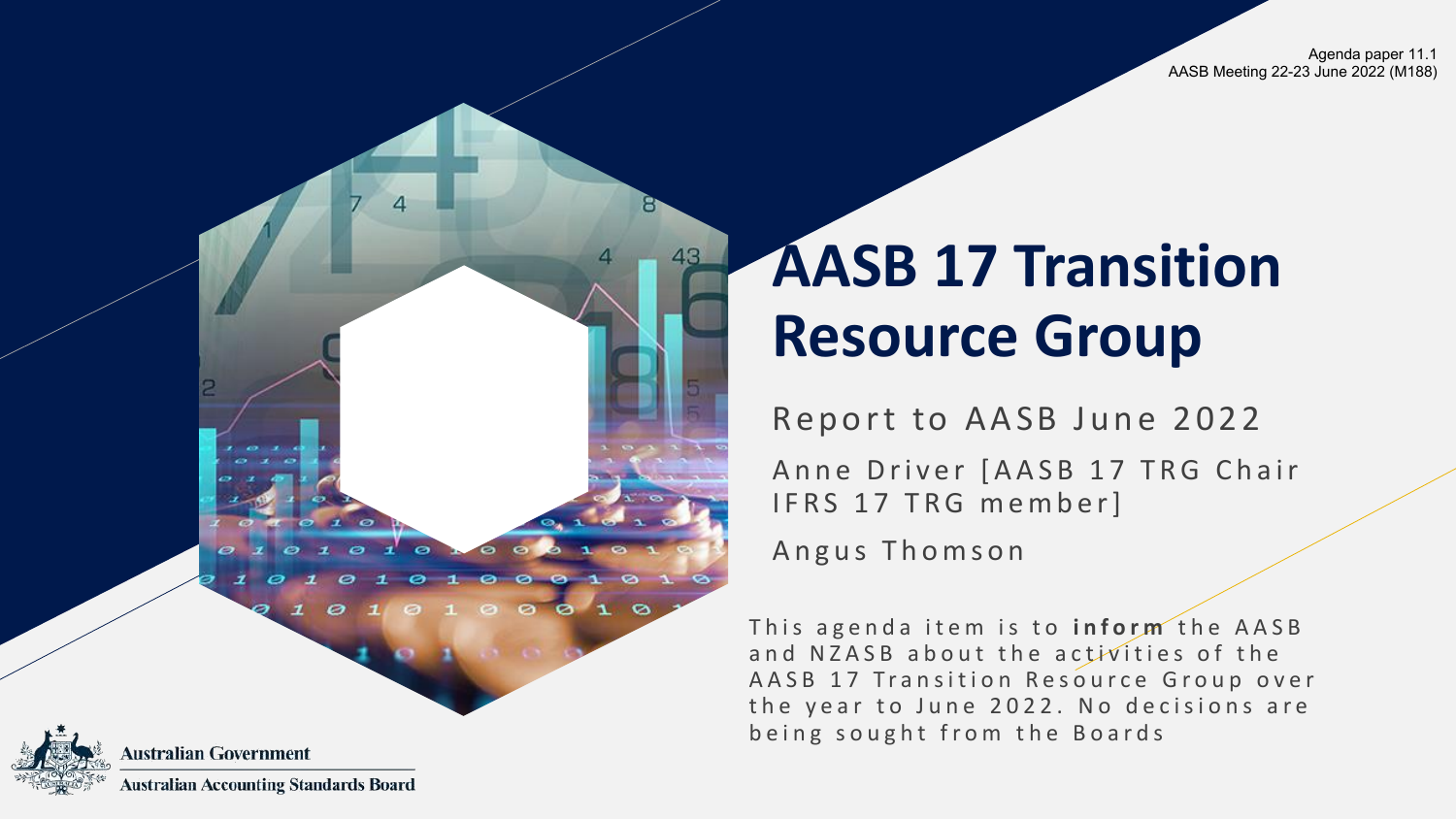Agenda paper 11.1
AASB Meeting 22-23 June 2022 (M188)

# AASB 17 Transition Resource Group

Report to AASB June 2022

Anne Driver [AASB 17 TRG Chair IFRS 17 TRG member]

Angus Thomson

This agenda item is to **inform** the AASB and NZASB about the activities of the AASB 17 Transition Resource Group over the year to June 2022. No decisions are being sought from the Boards

Australian Government
Australian Accounting Standards Board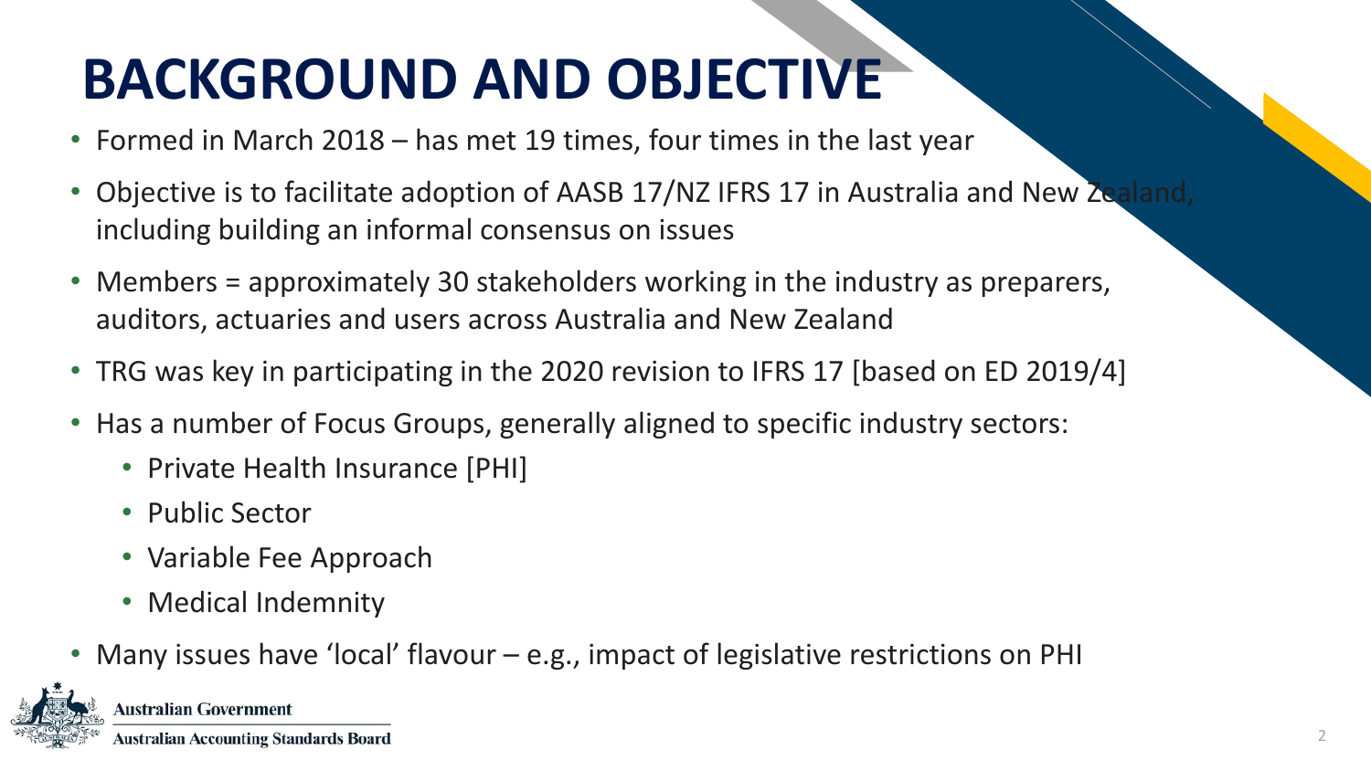# BACKGROUND AND OBJECTIVE

- Formed in March 2018 – has met 19 times, four times in the last year
- Objective is to facilitate adoption of AASB 17/NZ IFRS 17 in Australia and New Zealand, including building an informal consensus on issues
- Members = approximately 30 stakeholders working in the industry as preparers, auditors, actuaries and users across Australia and New Zealand
- TRG was key in participating in the 2020 revision to IFRS 17 [based on ED 2019/4]
- Has a number of Focus Groups, generally aligned to specific industry sectors:
  - Private Health Insurance [PHI]
  - Public Sector
  - Variable Fee Approach
  - Medical Indemnity
- Many issues have 'local' flavour – e.g., impact of legislative restrictions on PHI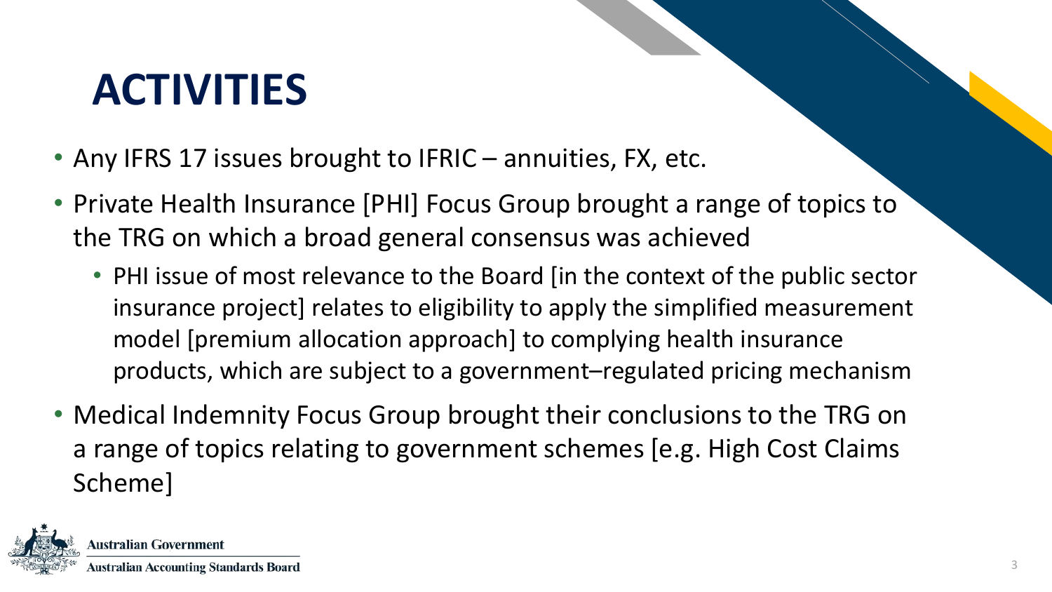# ACTIVITIES

- Any IFRS 17 issues brought to IFRIC – annuities, FX, etc.
- Private Health Insurance [PHI] Focus Group brought a range of topics to the TRG on which a broad general consensus was achieved
  - PHI issue of most relevance to the Board [in the context of the public sector insurance project] relates to eligibility to apply the simplified measurement model [premium allocation approach] to complying health insurance products, which are subject to a government–regulated pricing mechanism
- Medical Indemnity Focus Group brought their conclusions to the TRG on a range of topics relating to government schemes [e.g. High Cost Claims Scheme]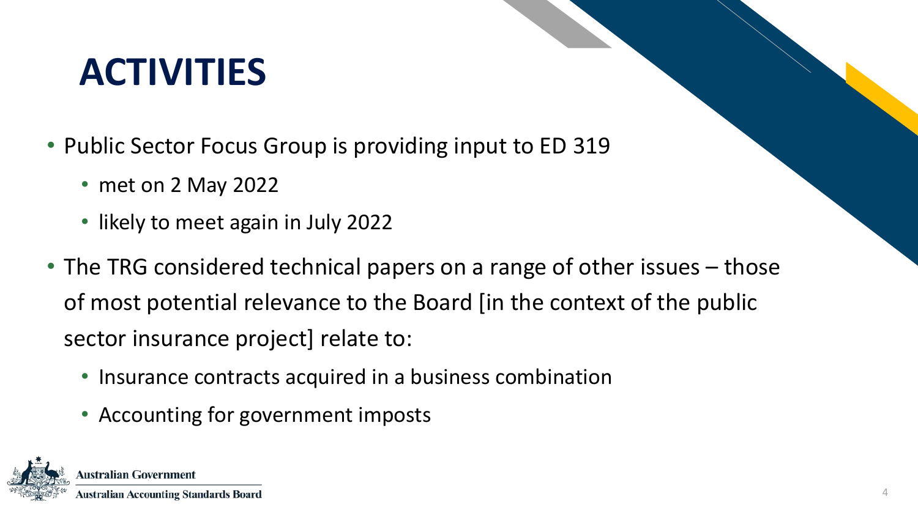# ACTIVITIES

- Public Sector Focus Group is providing input to ED 319
  - met on 2 May 2022
  - likely to meet again in July 2022
- The TRG considered technical papers on a range of other issues – those of most potential relevance to the Board [in the context of the public sector insurance project] relate to:
  - Insurance contracts acquired in a business combination
  - Accounting for government imposts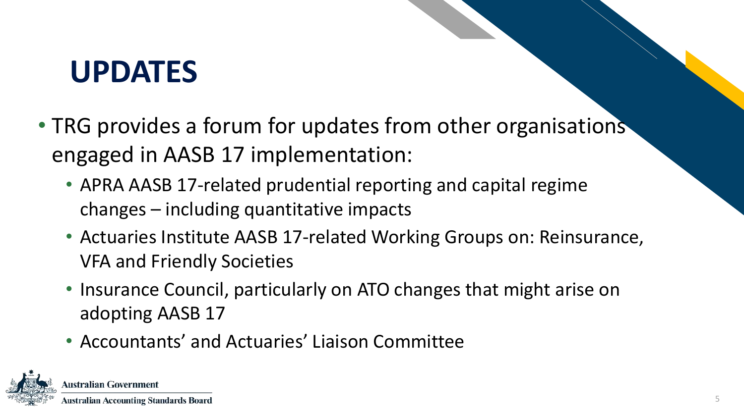# UPDATES

- TRG provides a forum for updates from other organisations engaged in AASB 17 implementation:
  - APRA AASB 17-related prudential reporting and capital regime changes – including quantitative impacts
  - Actuaries Institute AASB 17-related Working Groups on: Reinsurance, VFA and Friendly Societies
  - Insurance Council, particularly on ATO changes that might arise on adopting AASB 17
  - Accountants' and Actuaries' Liaison Committee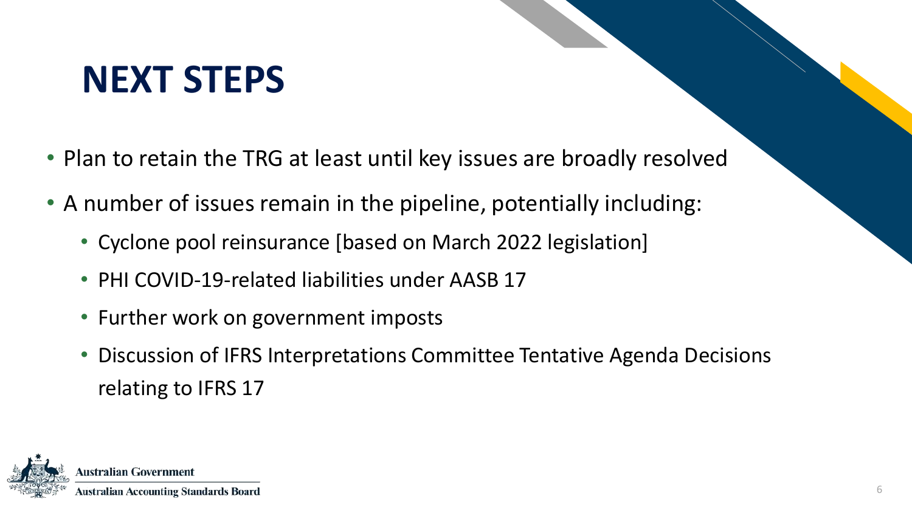# NEXT STEPS

- Plan to retain the TRG at least until key issues are broadly resolved
- A number of issues remain in the pipeline, potentially including:
  - Cyclone pool reinsurance [based on March 2022 legislation]
  - PHI COVID-19-related liabilities under AASB 17
  - Further work on government imposts
  - Discussion of IFRS Interpretations Committee Tentative Agenda Decisions relating to IFRS 17

Australian Government
Australian Accounting Standards Board